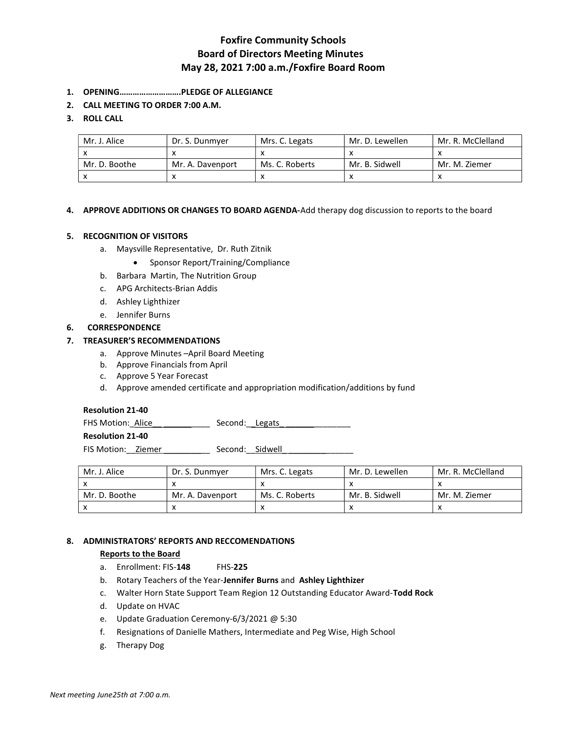# Foxfire Community Schools
## Board of Directors Meeting Minutes
## May 28, 2021 7:00 a.m./Foxfire Board Room

1. **OPENING……………………….PLEDGE OF ALLEGIANCE**
2. **CALL MEETING TO ORDER 7:00 A.M.**
3. **ROLL CALL**

| Mr. J. Alice | Dr. S. Dunmyer | Mrs. C. Legats | Mr. D. Lewellen | Mr. R. McClelland |
|---|---|---|---|---|
| x | x | x | x | x |
| Mr. D. Boothe | Mr. A. Davenport | Ms. C. Roberts | Mr. B. Sidwell | Mr. M. Ziemer |
| x | x | x | x | x |

4. **APPROVE ADDITIONS OR CHANGES TO BOARD AGENDA-**Add therapy dog discussion to reports to the board

5. **RECOGNITION OF VISITORS**
   a. Maysville Representative, Dr. Ruth Zitnik
      - Sponsor Report/Training/Compliance
   b. Barbara Martin, The Nutrition Group
   c. APG Architects-Brian Addis
   d. Ashley Lighthizer
   e. Jennifer Burns
6. **CORRESPONDENCE**
7. **TREASURER'S RECOMMENDATIONS**
   a. Approve Minutes –April Board Meeting
   b. Approve Financials from April
   c. Approve 5 Year Forecast
   d. Approve amended certificate and appropriation modification/additions by fund

**Resolution 21-40**

FHS Motion: Alice Second: Legats

**Resolution 21-40**

FIS Motion: Ziemer Second: Sidwell

| Mr. J. Alice | Dr. S. Dunmyer | Mrs. C. Legats | Mr. D. Lewellen | Mr. R. McClelland |
|---|---|---|---|---|
| x | x | x | x | x |
| Mr. D. Boothe | Mr. A. Davenport | Ms. C. Roberts | Mr. B. Sidwell | Mr. M. Ziemer |
| x | x | x | x | x |

8. **ADMINISTRATORS' REPORTS AND RECCOMENDATIONS**

   **Reports to the Board**

   a. Enrollment: FIS-**148** FHS-**225**
   b. Rotary Teachers of the Year-**Jennifer Burns** and **Ashley Lighthizer**
   c. Walter Horn State Support Team Region 12 Outstanding Educator Award-**Todd Rock**
   d. Update on HVAC
   e. Update Graduation Ceremony-6/3/2021 @ 5:30
   f. Resignations of Danielle Mathers, Intermediate and Peg Wise, High School
   g. Therapy Dog

*Next meeting June25th at 7:00 a.m.*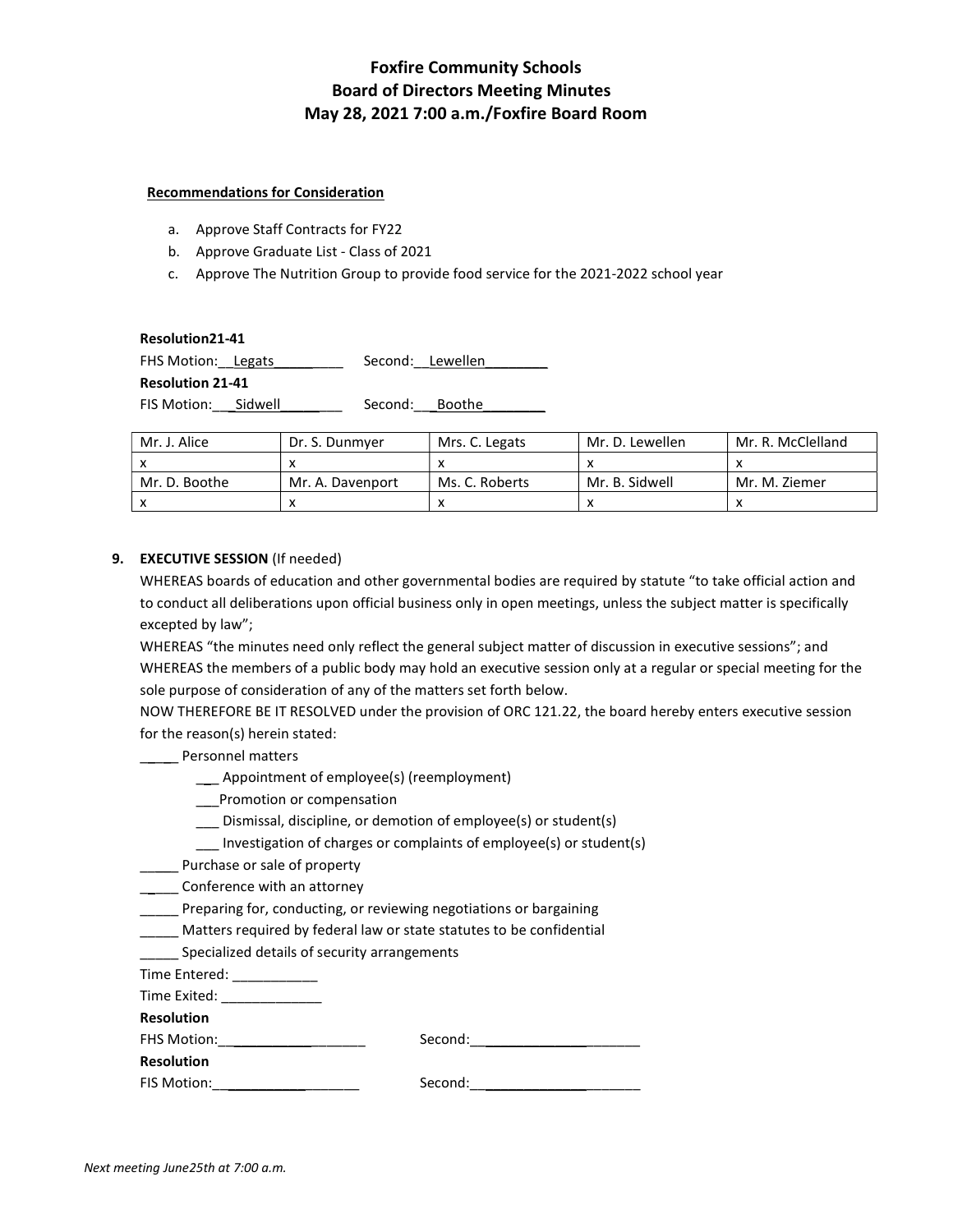# Foxfire Community Schools
## Board of Directors Meeting Minutes
## May 28, 2021 7:00 a.m./Foxfire Board Room

**Recommendations for Consideration**

a. Approve Staff Contracts for FY22
b. Approve Graduate List - Class of 2021
c. Approve The Nutrition Group to provide food service for the 2021-2022 school year

**Resolution21-41**
FHS Motion:__Legats_________ Second:__Lewellen________
**Resolution 21-41**
FIS Motion:___Sidwell________ Second:___Boothe________

| Mr. J. Alice | Dr. S. Dunmyer | Mrs. C. Legats | Mr. D. Lewellen | Mr. R. McClelland |
|---|---|---|---|---|
| x | x | x | x | x |
| Mr. D. Boothe | Mr. A. Davenport | Ms. C. Roberts | Mr. B. Sidwell | Mr. M. Ziemer |
| x | x | x | x | x |

**9. EXECUTIVE SESSION** (If needed)

WHEREAS boards of education and other governmental bodies are required by statute "to take official action and to conduct all deliberations upon official business only in open meetings, unless the subject matter is specifically excepted by law";
WHEREAS "the minutes need only reflect the general subject matter of discussion in executive sessions"; and
WHEREAS the members of a public body may hold an executive session only at a regular or special meeting for the sole purpose of consideration of any of the matters set forth below.
NOW THEREFORE BE IT RESOLVED under the provision of ORC 121.22, the board hereby enters executive session for the reason(s) herein stated:

_____ Personnel matters
 ___ Appointment of employee(s) (reemployment)
 ___Promotion or compensation
 ___ Dismissal, discipline, or demotion of employee(s) or student(s)
 ___ Investigation of charges or complaints of employee(s) or student(s)
_____ Purchase or sale of property
_____ Conference with an attorney
_____ Preparing for, conducting, or reviewing negotiations or bargaining
_____ Matters required by federal law or state statutes to be confidential
_____ Specialized details of security arrangements

Time Entered: ___________
Time Exited: _____________

**Resolution**
FHS Motion:___________________ Second:_____________________
**Resolution**
FIS Motion:___________________ Second:_____________________

*Next meeting June25th at 7:00 a.m.*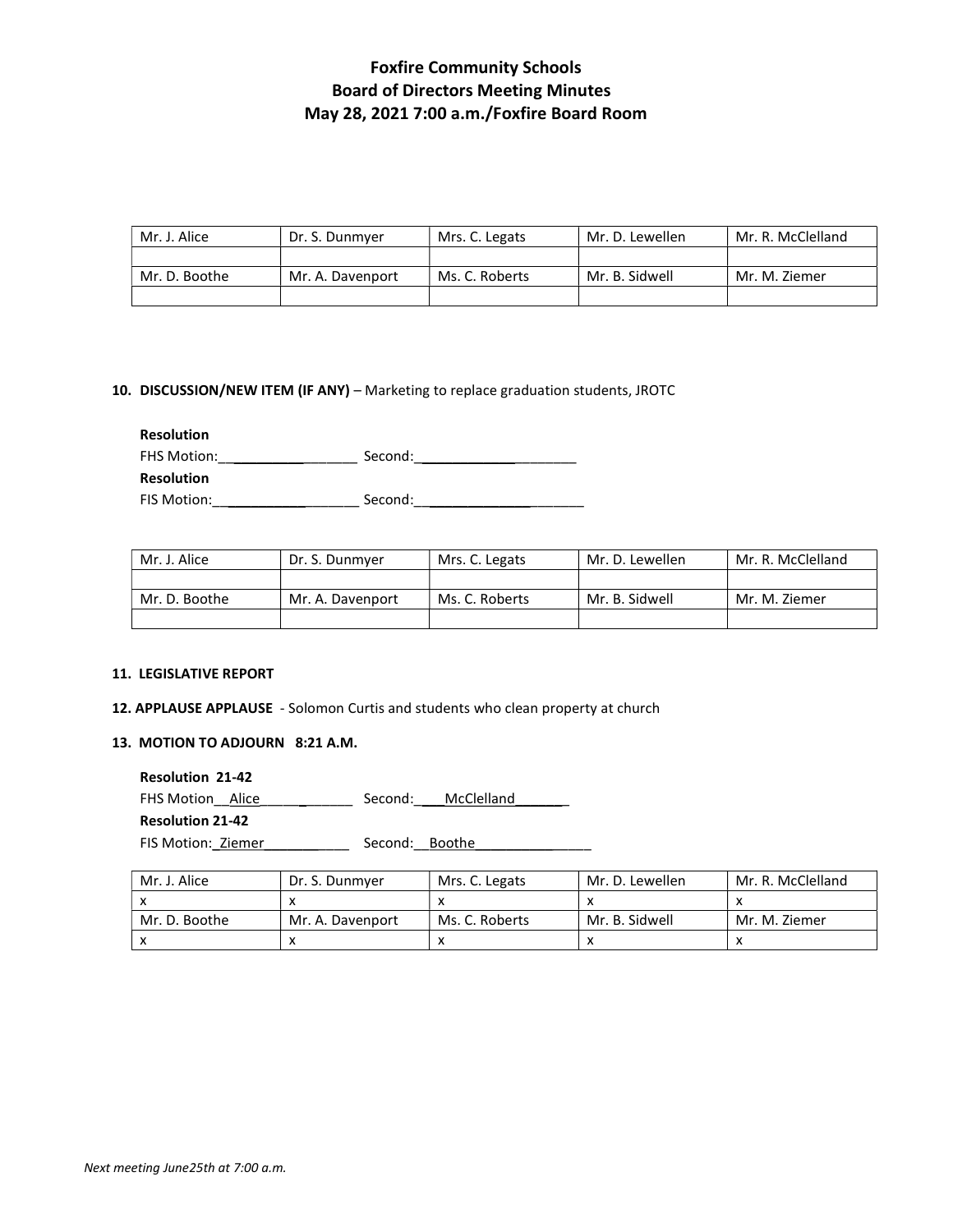# Foxfire Community Schools
## Board of Directors Meeting Minutes
### May 28, 2021 7:00 a.m./Foxfire Board Room

| | | | | |
|---|---|---|---|---|
| Mr. J. Alice | Dr. S. Dunmyer | Mrs. C. Legats | Mr. D. Lewellen | Mr. R. McClelland |
| | | | | |
| Mr. D. Boothe | Mr. A. Davenport | Ms. C. Roberts | Mr. B. Sidwell | Mr. M. Ziemer |
| | | | | |

**10. DISCUSSION/NEW ITEM (IF ANY)** – Marketing to replace graduation students, JROTC

**Resolution**
FHS Motion:__________________ Second:_____________________
**Resolution**
FIS Motion:__________________ Second:______________________

| | | | | |
|---|---|---|---|---|
| Mr. J. Alice | Dr. S. Dunmyer | Mrs. C. Legats | Mr. D. Lewellen | Mr. R. McClelland |
| | | | | |
| Mr. D. Boothe | Mr. A. Davenport | Ms. C. Roberts | Mr. B. Sidwell | Mr. M. Ziemer |
| | | | | |

**11. LEGISLATIVE REPORT**

**12. APPLAUSE APPLAUSE** - Solomon Curtis and students who clean property at church

**13. MOTION TO ADJOURN 8:21 A.M.**

**Resolution 21-42**
FHS Motion__Alice____________ Second:___McClelland_______
**Resolution 21-42**
FIS Motion:_Ziemer___________ Second:__Boothe_______________

| | | | | |
|---|---|---|---|---|
| Mr. J. Alice | Dr. S. Dunmyer | Mrs. C. Legats | Mr. D. Lewellen | Mr. R. McClelland |
| x | x | x | x | x |
| Mr. D. Boothe | Mr. A. Davenport | Ms. C. Roberts | Mr. B. Sidwell | Mr. M. Ziemer |
| x | x | x | x | x |

*Next meeting June25th at 7:00 a.m.*